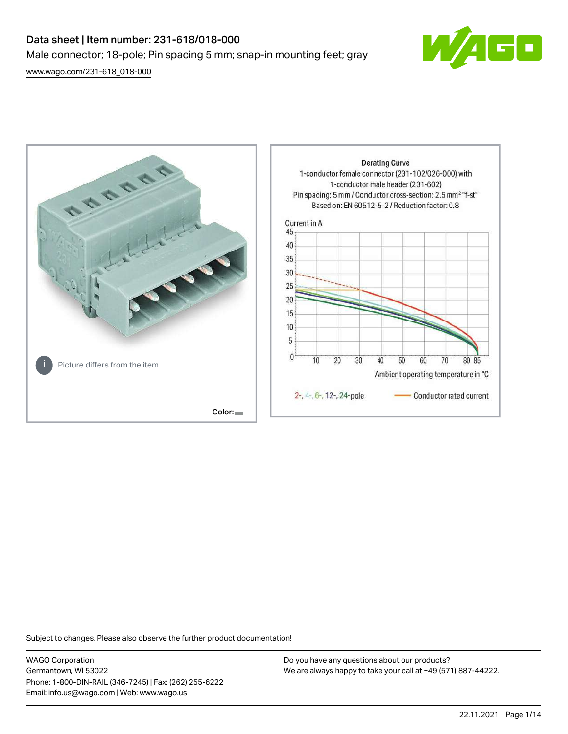# Data sheet | Item number: 231-618/018-000

Male connector; 18-pole; Pin spacing 5 mm; snap-in mounting feet; gray

www.wago.com/231-618_018-000

Picture differs from the item.

Color:

**Derating Curve**

1-conductor female connector (231-102/026-000) with 1-conductor male header (231-602)

Pin spacing: 5 mm / Conductor cross-section: 2.5 mm² "f-st"

Based on: EN 60512-5-2 / Reduction factor: 0.8

Current in A

Ambient operating temperature in °C

2-, 4-, 6-, 12-, 24-pole — Conductor rated current

Subject to changes. Please also observe the further product documentation!

WAGO Corporation
Germantown, WI 53022
Phone: 1-800-DIN-RAIL (346-7245) | Fax: (262) 255-6222
Email: info.us@wago.com | Web: www.wago.us

Do you have any questions about our products?
We are always happy to take your call at +49 (571) 887-44222.

22.11.2021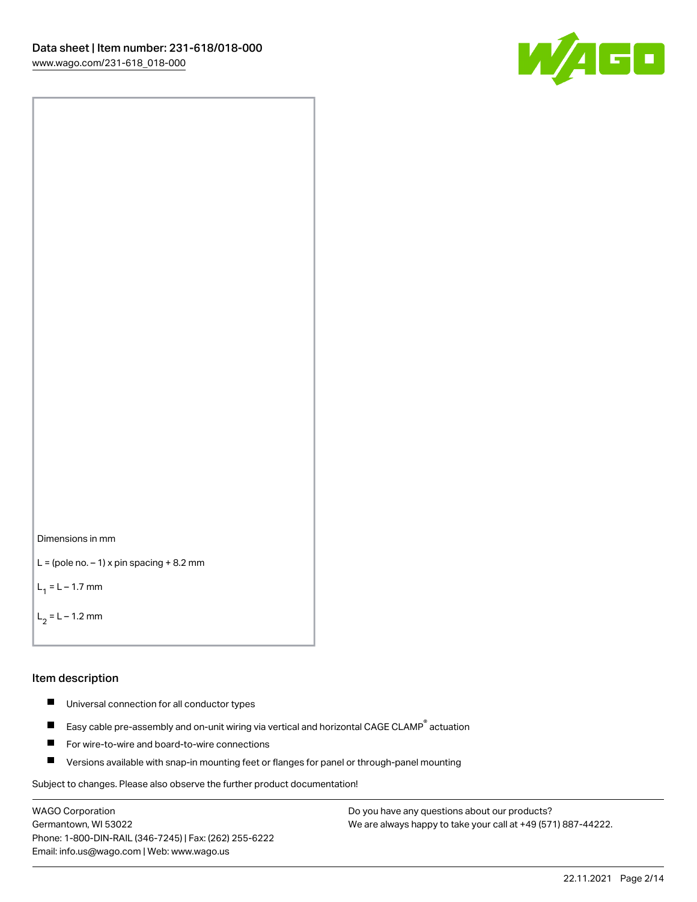Dimensions in mm

L = (pole no. − 1) x pin spacing + 8.2 mm

$L_1$ = L − 1.7 mm

$L_2$ = L − 1.2 mm

## Item description

- Universal connection for all conductor types
- Easy cable pre-assembly and on-unit wiring via vertical and horizontal CAGE CLAMP® actuation
- For wire-to-wire and board-to-wire connections
- Versions available with snap-in mounting feet or flanges for panel or through-panel mounting

Subject to changes. Please also observe the further product documentation!

WAGO Corporation
Germantown, WI 53022
Phone: 1-800-DIN-RAIL (346-7245) | Fax: (262) 255-6222
Email: info.us@wago.com | Web: www.wago.us

Do you have any questions about our products?
We are always happy to take your call at +49 (571) 887-44222.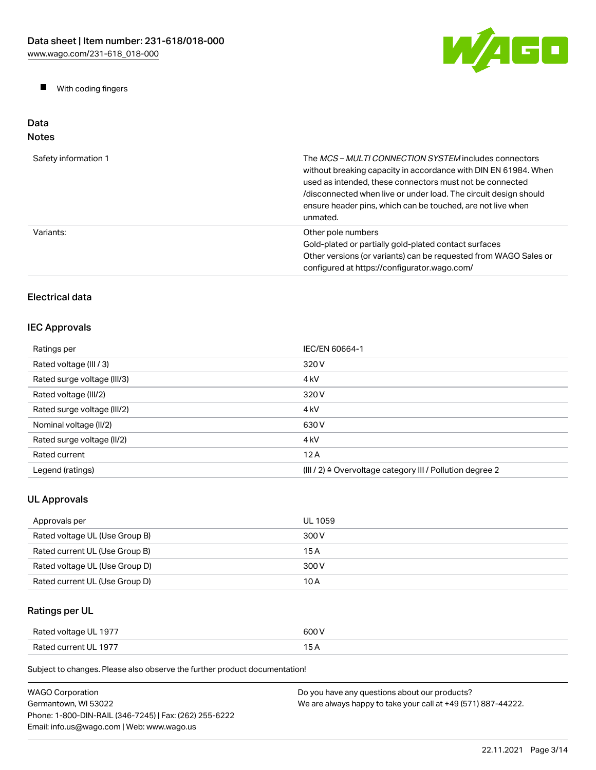- With coding fingers

## Data

### Notes

| | |
|---|---|
| Safety information 1 | The *MCS – MULTI CONNECTION SYSTEM* includes connectors without breaking capacity in accordance with DIN EN 61984. When used as intended, these connectors must not be connected /disconnected when live or under load. The circuit design should ensure header pins, which can be touched, are not live when unmated. |
| Variants: | Other pole numbers<br>Gold-plated or partially gold-plated contact surfaces<br>Other versions (or variants) can be requested from WAGO Sales or configured at https://configurator.wago.com/ |

### Electrical data

### IEC Approvals

| | |
|---|---|
| Ratings per | IEC/EN 60664-1 |
| Rated voltage (III / 3) | 320 V |
| Rated surge voltage (III/3) | 4 kV |
| Rated voltage (III/2) | 320 V |
| Rated surge voltage (III/2) | 4 kV |
| Nominal voltage (II/2) | 630 V |
| Rated surge voltage (II/2) | 4 kV |
| Rated current | 12 A |
| Legend (ratings) | (III / 2) ≙ Overvoltage category III / Pollution degree 2 |

### UL Approvals

| | |
|---|---|
| Approvals per | UL 1059 |
| Rated voltage UL (Use Group B) | 300 V |
| Rated current UL (Use Group B) | 15 A |
| Rated voltage UL (Use Group D) | 300 V |
| Rated current UL (Use Group D) | 10 A |

### Ratings per UL

| | |
|---|---|
| Rated voltage UL 1977 | 600 V |
| Rated current UL 1977 | 15 A |

Subject to changes. Please also observe the further product documentation!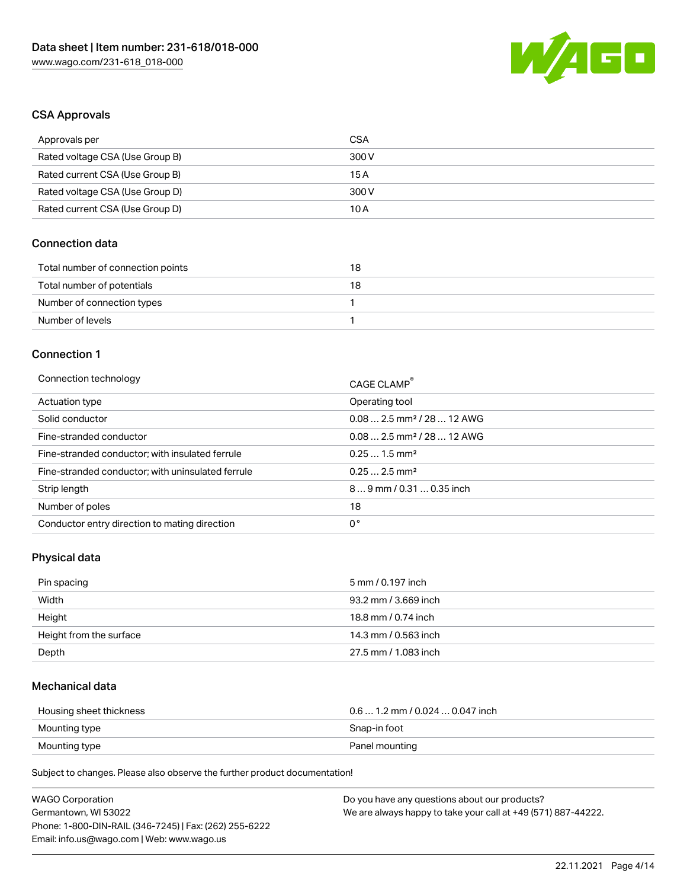## CSA Approvals

| Approvals per | CSA |
| --- | --- |
| Rated voltage CSA (Use Group B) | 300 V |
| Rated current CSA (Use Group B) | 15 A |
| Rated voltage CSA (Use Group D) | 300 V |
| Rated current CSA (Use Group D) | 10 A |

## Connection data

| Total number of connection points | 18 |
| --- | --- |
| Total number of potentials | 18 |
| Number of connection types | 1 |
| Number of levels | 1 |

## Connection 1

| Connection technology | CAGE CLAMP® |
| --- | --- |
| Actuation type | Operating tool |
| Solid conductor | 0.08 … 2.5 mm² / 28 … 12 AWG |
| Fine-stranded conductor | 0.08 … 2.5 mm² / 28 … 12 AWG |
| Fine-stranded conductor; with insulated ferrule | 0.25 … 1.5 mm² |
| Fine-stranded conductor; with uninsulated ferrule | 0.25 … 2.5 mm² |
| Strip length | 8 … 9 mm / 0.31 … 0.35 inch |
| Number of poles | 18 |
| Conductor entry direction to mating direction | 0 ° |

## Physical data

| Pin spacing | 5 mm / 0.197 inch |
| --- | --- |
| Width | 93.2 mm / 3.669 inch |
| Height | 18.8 mm / 0.74 inch |
| Height from the surface | 14.3 mm / 0.563 inch |
| Depth | 27.5 mm / 1.083 inch |

## Mechanical data

| Housing sheet thickness | 0.6 … 1.2 mm / 0.024 … 0.047 inch |
| --- | --- |
| Mounting type | Snap-in foot |
| Mounting type | Panel mounting |

Subject to changes. Please also observe the further product documentation!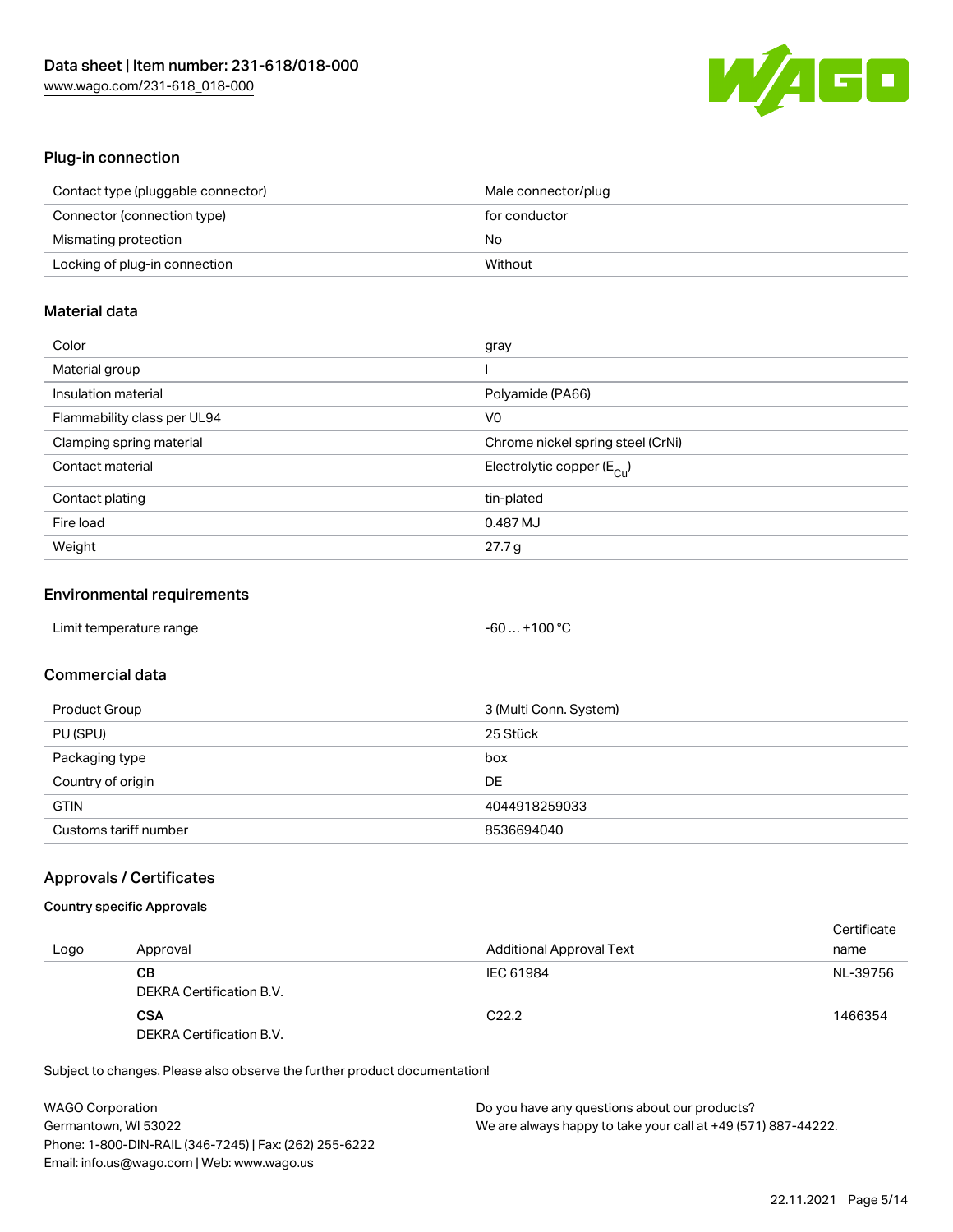## Plug-in connection

| | |
|---|---|
| Contact type (pluggable connector) | Male connector/plug |
| Connector (connection type) | for conductor |
| Mismating protection | No |
| Locking of plug-in connection | Without |

## Material data

| | |
|---|---|
| Color | gray |
| Material group | I |
| Insulation material | Polyamide (PA66) |
| Flammability class per UL94 | V0 |
| Clamping spring material | Chrome nickel spring steel (CrNi) |
| Contact material | Electrolytic copper ($E_{Cu}$) |
| Contact plating | tin-plated |
| Fire load | 0.487 MJ |
| Weight | 27.7 g |

## Environmental requirements

| | |
|---|---|
| Limit temperature range | -60 … +100 °C |

## Commercial data

| | |
|---|---|
| Product Group | 3 (Multi Conn. System) |
| PU (SPU) | 25 Stück |
| Packaging type | box |
| Country of origin | DE |
| GTIN | 4044918259033 |
| Customs tariff number | 8536694040 |

## Approvals / Certificates

### Country specific Approvals

| Logo | Approval | Additional Approval Text | Certificate name |
|---|---|---|---|
| | **CB** DEKRA Certification B.V. | IEC 61984 | NL-39756 |
| | **CSA** DEKRA Certification B.V. | C22.2 | 1466354 |

Subject to changes. Please also observe the further product documentation!

WAGO Corporation
Germantown, WI 53022
Phone: 1-800-DIN-RAIL (346-7245) | Fax: (262) 255-6222
Email: info.us@wago.com | Web: www.wago.us

Do you have any questions about our products?
We are always happy to take your call at +49 (571) 887-44222.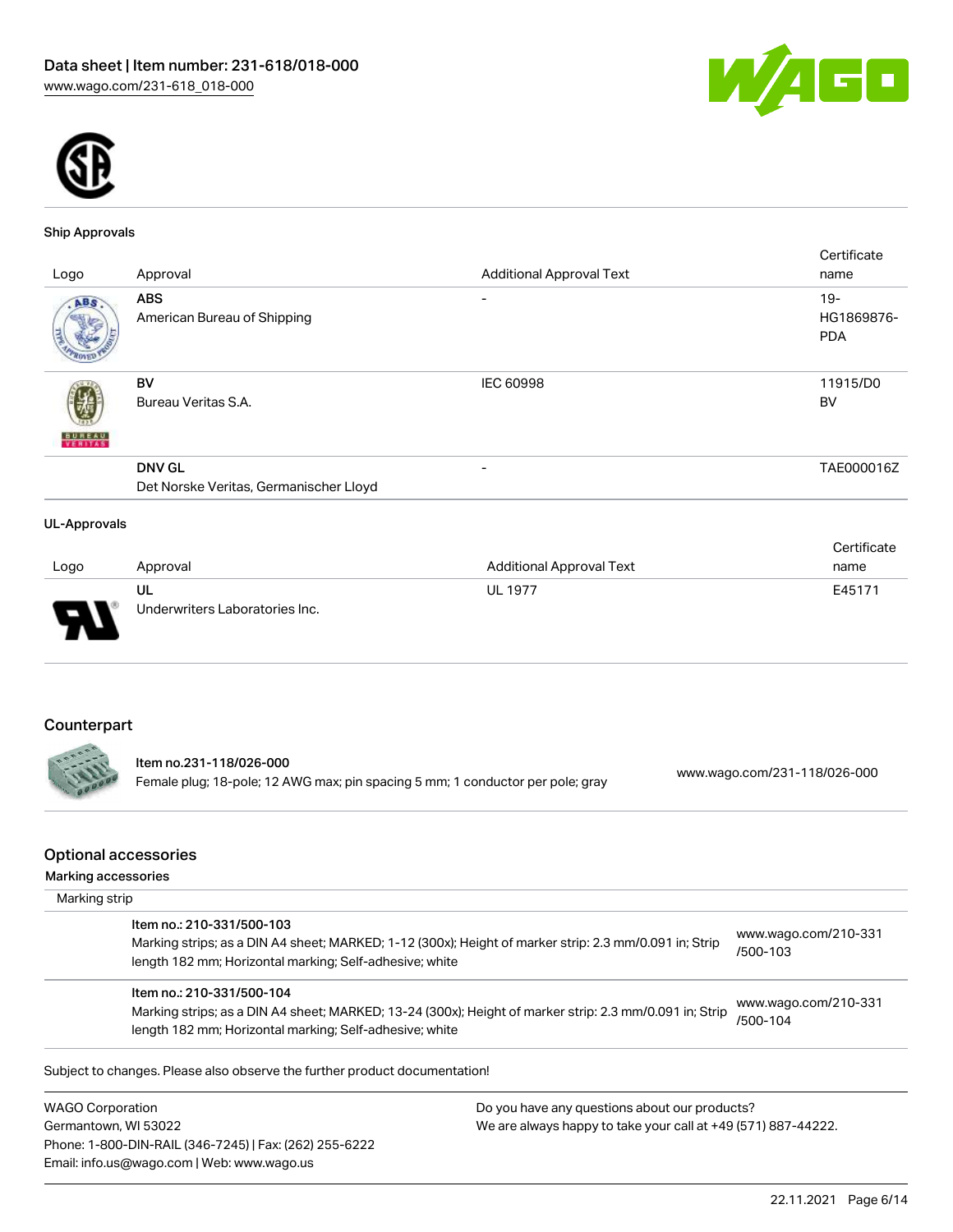## Ship Approvals

| Logo | Approval | Additional Approval Text | Certificate name |
|---|---|---|---|
| | **ABS** American Bureau of Shipping | - | 19-HG1869876-PDA |
| | **BV** Bureau Veritas S.A. | IEC 60998 | 11915/D0 BV |
| | **DNV GL** Det Norske Veritas, Germanischer Lloyd | - | TAE000016Z |

## UL-Approvals

| Logo | Approval | Additional Approval Text | Certificate name |
|---|---|---|---|
| | **UL** Underwriters Laboratories Inc. | UL 1977 | E45171 |

## Counterpart

| Item | URL |
|---|---|
| Item no.231-118/026-000<br>Female plug; 18-pole; 12 AWG max; pin spacing 5 mm; 1 conductor per pole; gray | www.wago.com/231-118/026-000 |

## Optional accessories

### Marking accessories

Marking strip

| Item | URL |
|---|---|
| Item no.: 210-331/500-103<br>Marking strips; as a DIN A4 sheet; MARKED; 1-12 (300x); Height of marker strip: 2.3 mm/0.091 in; Strip length 182 mm; Horizontal marking; Self-adhesive; white | www.wago.com/210-331/500-103 |
| Item no.: 210-331/500-104<br>Marking strips; as a DIN A4 sheet; MARKED; 13-24 (300x); Height of marker strip: 2.3 mm/0.091 in; Strip length 182 mm; Horizontal marking; Self-adhesive; white | www.wago.com/210-331/500-104 |

Subject to changes. Please also observe the further product documentation!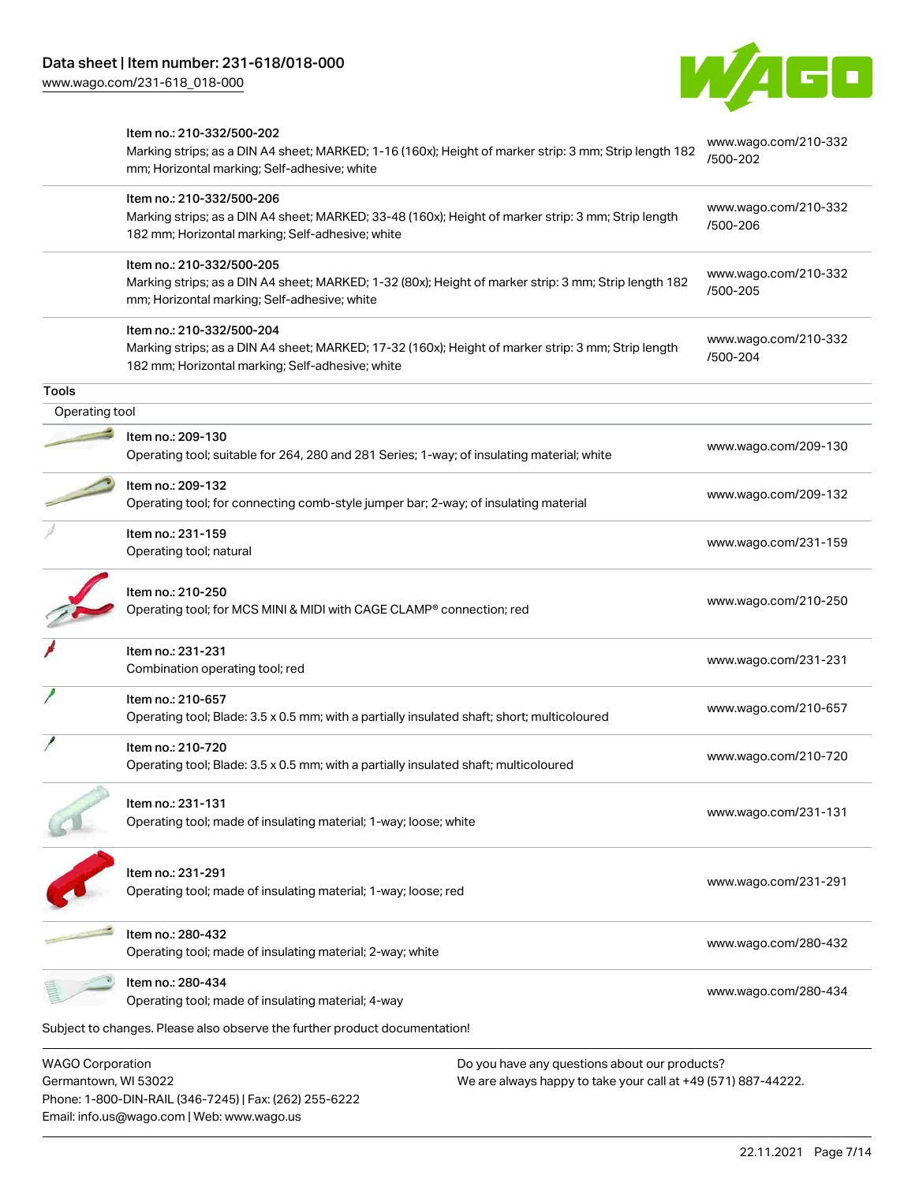| | Item | Link |
|---|---|---|
| | Item no.: 210-332/500-202<br>Marking strips; as a DIN A4 sheet; MARKED; 1-16 (160x); Height of marker strip: 3 mm; Strip length 182 mm; Horizontal marking; Self-adhesive; white | www.wago.com/210-332/500-202 |
| | Item no.: 210-332/500-206<br>Marking strips; as a DIN A4 sheet; MARKED; 33-48 (160x); Height of marker strip: 3 mm; Strip length 182 mm; Horizontal marking; Self-adhesive; white | www.wago.com/210-332/500-206 |
| | Item no.: 210-332/500-205<br>Marking strips; as a DIN A4 sheet; MARKED; 1-32 (80x); Height of marker strip: 3 mm; Strip length 182 mm; Horizontal marking; Self-adhesive; white | www.wago.com/210-332/500-205 |
| | Item no.: 210-332/500-204<br>Marking strips; as a DIN A4 sheet; MARKED; 17-32 (160x); Height of marker strip: 3 mm; Strip length 182 mm; Horizontal marking; Self-adhesive; white | www.wago.com/210-332/500-204 |

## Tools

### Operating tool

| | Item | Link |
|---|---|---|
| | Item no.: 209-130<br>Operating tool; suitable for 264, 280 and 281 Series; 1-way; of insulating material; white | www.wago.com/209-130 |
| | Item no.: 209-132<br>Operating tool; for connecting comb-style jumper bar; 2-way; of insulating material | www.wago.com/209-132 |
| | Item no.: 231-159<br>Operating tool; natural | www.wago.com/231-159 |
| | Item no.: 210-250<br>Operating tool; for MCS MINI & MIDI with CAGE CLAMP® connection; red | www.wago.com/210-250 |
| | Item no.: 231-231<br>Combination operating tool; red | www.wago.com/231-231 |
| | Item no.: 210-657<br>Operating tool; Blade: 3.5 x 0.5 mm; with a partially insulated shaft; short; multicoloured | www.wago.com/210-657 |
| | Item no.: 210-720<br>Operating tool; Blade: 3.5 x 0.5 mm; with a partially insulated shaft; multicoloured | www.wago.com/210-720 |
| | Item no.: 231-131<br>Operating tool; made of insulating material; 1-way; loose; white | www.wago.com/231-131 |
| | Item no.: 231-291<br>Operating tool; made of insulating material; 1-way; loose; red | www.wago.com/231-291 |
| | Item no.: 280-432<br>Operating tool; made of insulating material; 2-way; white | www.wago.com/280-432 |
| | Item no.: 280-434<br>Operating tool; made of insulating material; 4-way | www.wago.com/280-434 |

Subject to changes. Please also observe the further product documentation!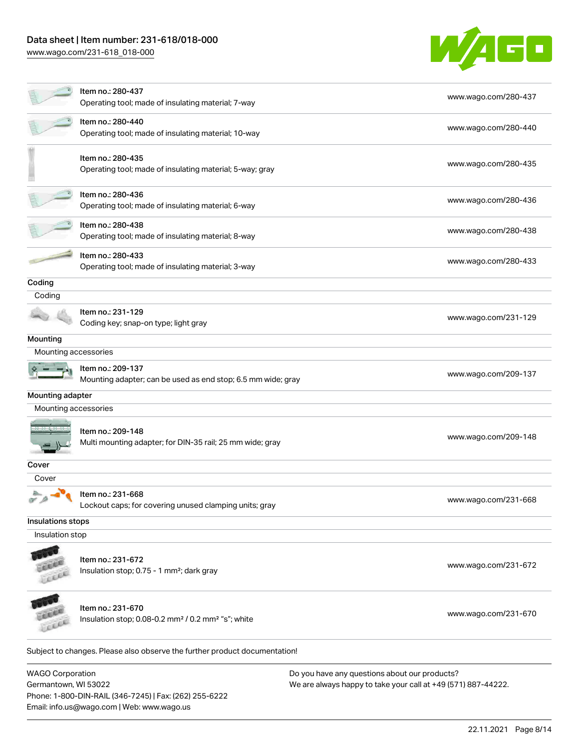| | | |
|---|---|---|
| | Item no.: 280-437<br>Operating tool; made of insulating material; 7-way | www.wago.com/280-437 |
| | Item no.: 280-440<br>Operating tool; made of insulating material; 10-way | www.wago.com/280-440 |
| | Item no.: 280-435<br>Operating tool; made of insulating material; 5-way; gray | www.wago.com/280-435 |
| | Item no.: 280-436<br>Operating tool; made of insulating material; 6-way | www.wago.com/280-436 |
| | Item no.: 280-438<br>Operating tool; made of insulating material; 8-way | www.wago.com/280-438 |
| | Item no.: 280-433<br>Operating tool; made of insulating material; 3-way | www.wago.com/280-433 |

**Coding**

Coding

| | | |
|---|---|---|
| | Item no.: 231-129<br>Coding key; snap-on type; light gray | www.wago.com/231-129 |

**Mounting**

Mounting accessories

| | | |
|---|---|---|
| | Item no.: 209-137<br>Mounting adapter; can be used as end stop; 6.5 mm wide; gray | www.wago.com/209-137 |

**Mounting adapter**

Mounting accessories

| | | |
|---|---|---|
| | Item no.: 209-148<br>Multi mounting adapter; for DIN-35 rail; 25 mm wide; gray | www.wago.com/209-148 |

**Cover**

Cover

| | | |
|---|---|---|
| | Item no.: 231-668<br>Lockout caps; for covering unused clamping units; gray | www.wago.com/231-668 |

**Insulations stops**

Insulation stop

| | | |
|---|---|---|
| | Item no.: 231-672<br>Insulation stop; 0.75 - 1 mm²; dark gray | www.wago.com/231-672 |
| | Item no.: 231-670<br>Insulation stop; 0.08-0.2 mm² / 0.2 mm² "s"; white | www.wago.com/231-670 |

Subject to changes. Please also observe the further product documentation!

WAGO Corporation
Germantown, WI 53022
Phone: 1-800-DIN-RAIL (346-7245) | Fax: (262) 255-6222
Email: info.us@wago.com | Web: www.wago.us

Do you have any questions about our products?
We are always happy to take your call at +49 (571) 887-44222.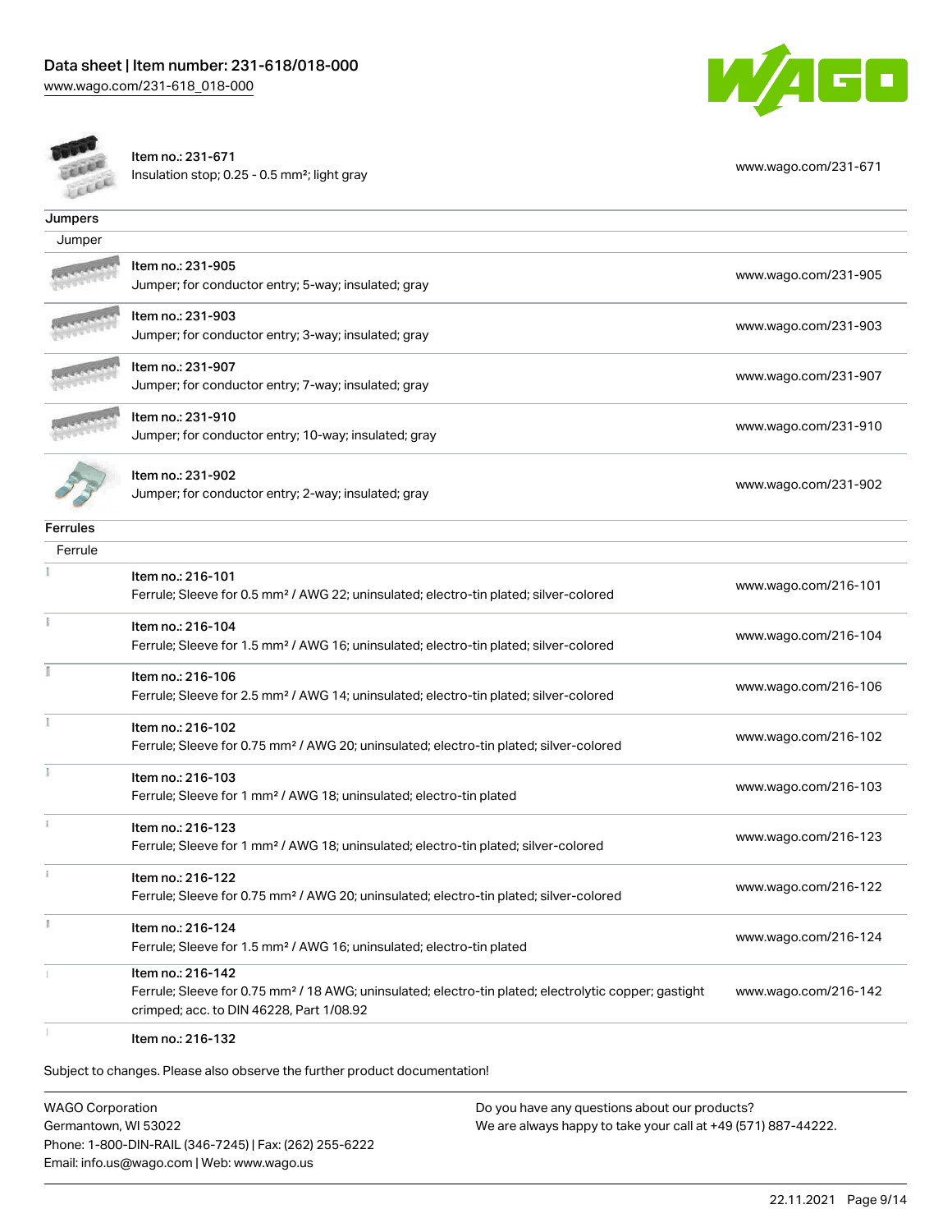| | | |
|---|---|---|
| | Item no.: 231-671<br>Insulation stop; 0.25 - 0.5 mm²; light gray | www.wago.com/231-671 |

**Jumpers**

Jumper

| | | |
|---|---|---|
| | Item no.: 231-905<br>Jumper; for conductor entry; 5-way; insulated; gray | www.wago.com/231-905 |
| | Item no.: 231-903<br>Jumper; for conductor entry; 3-way; insulated; gray | www.wago.com/231-903 |
| | Item no.: 231-907<br>Jumper; for conductor entry; 7-way; insulated; gray | www.wago.com/231-907 |
| | Item no.: 231-910<br>Jumper; for conductor entry; 10-way; insulated; gray | www.wago.com/231-910 |
| | Item no.: 231-902<br>Jumper; for conductor entry; 2-way; insulated; gray | www.wago.com/231-902 |

**Ferrules**

Ferrule

| | | |
|---|---|---|
| | Item no.: 216-101<br>Ferrule; Sleeve for 0.5 mm² / AWG 22; uninsulated; electro-tin plated; silver-colored | www.wago.com/216-101 |
| | Item no.: 216-104<br>Ferrule; Sleeve for 1.5 mm² / AWG 16; uninsulated; electro-tin plated; silver-colored | www.wago.com/216-104 |
| | Item no.: 216-106<br>Ferrule; Sleeve for 2.5 mm² / AWG 14; uninsulated; electro-tin plated; silver-colored | www.wago.com/216-106 |
| | Item no.: 216-102<br>Ferrule; Sleeve for 0.75 mm² / AWG 20; uninsulated; electro-tin plated; silver-colored | www.wago.com/216-102 |
| | Item no.: 216-103<br>Ferrule; Sleeve for 1 mm² / AWG 18; uninsulated; electro-tin plated | www.wago.com/216-103 |
| | Item no.: 216-123<br>Ferrule; Sleeve for 1 mm² / AWG 18; uninsulated; electro-tin plated; silver-colored | www.wago.com/216-123 |
| | Item no.: 216-122<br>Ferrule; Sleeve for 0.75 mm² / AWG 20; uninsulated; electro-tin plated; silver-colored | www.wago.com/216-122 |
| | Item no.: 216-124<br>Ferrule; Sleeve for 1.5 mm² / AWG 16; uninsulated; electro-tin plated | www.wago.com/216-124 |
| | Item no.: 216-142<br>Ferrule; Sleeve for 0.75 mm² / 18 AWG; uninsulated; electro-tin plated; electrolytic copper; gastight crimped; acc. to DIN 46228, Part 1/08.92 | www.wago.com/216-142 |
| | Item no.: 216-132 | |

Subject to changes. Please also observe the further product documentation!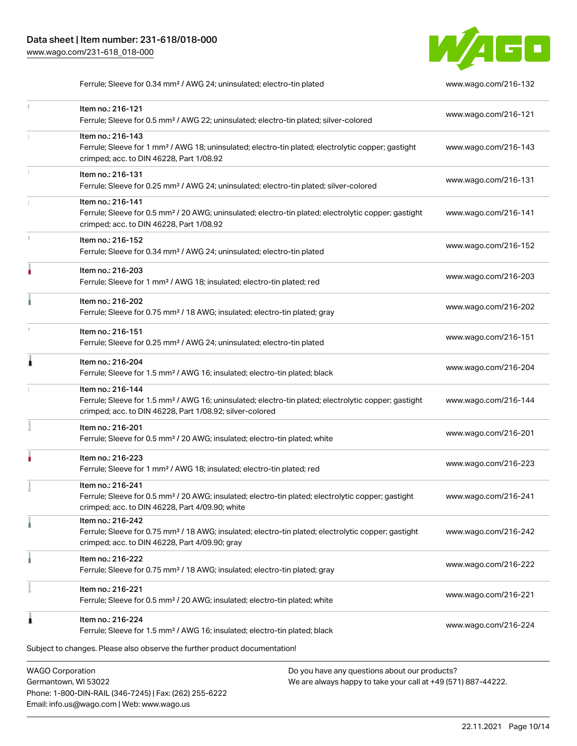| | | |
|---|---|---|
| | Ferrule; Sleeve for 0.34 mm² / AWG 24; uninsulated; electro-tin plated | www.wago.com/216-132 |
| | Item no.: 216-121<br>Ferrule; Sleeve for 0.5 mm² / AWG 22; uninsulated; electro-tin plated; silver-colored | www.wago.com/216-121 |
| | Item no.: 216-143<br>Ferrule; Sleeve for 1 mm² / AWG 18; uninsulated; electro-tin plated; electrolytic copper; gastight crimped; acc. to DIN 46228, Part 1/08.92 | www.wago.com/216-143 |
| | Item no.: 216-131<br>Ferrule; Sleeve for 0.25 mm² / AWG 24; uninsulated; electro-tin plated; silver-colored | www.wago.com/216-131 |
| | Item no.: 216-141<br>Ferrule; Sleeve for 0.5 mm² / 20 AWG; uninsulated; electro-tin plated; electrolytic copper; gastight crimped; acc. to DIN 46228, Part 1/08.92 | www.wago.com/216-141 |
| | Item no.: 216-152<br>Ferrule; Sleeve for 0.34 mm² / AWG 24; uninsulated; electro-tin plated | www.wago.com/216-152 |
| | Item no.: 216-203<br>Ferrule; Sleeve for 1 mm² / AWG 18; insulated; electro-tin plated; red | www.wago.com/216-203 |
| | Item no.: 216-202<br>Ferrule; Sleeve for 0.75 mm² / 18 AWG; insulated; electro-tin plated; gray | www.wago.com/216-202 |
| | Item no.: 216-151<br>Ferrule; Sleeve for 0.25 mm² / AWG 24; uninsulated; electro-tin plated | www.wago.com/216-151 |
| | Item no.: 216-204<br>Ferrule; Sleeve for 1.5 mm² / AWG 16; insulated; electro-tin plated; black | www.wago.com/216-204 |
| | Item no.: 216-144<br>Ferrule; Sleeve for 1.5 mm² / AWG 16; uninsulated; electro-tin plated; electrolytic copper; gastight crimped; acc. to DIN 46228, Part 1/08.92; silver-colored | www.wago.com/216-144 |
| | Item no.: 216-201<br>Ferrule; Sleeve for 0.5 mm² / 20 AWG; insulated; electro-tin plated; white | www.wago.com/216-201 |
| | Item no.: 216-223<br>Ferrule; Sleeve for 1 mm² / AWG 18; insulated; electro-tin plated; red | www.wago.com/216-223 |
| | Item no.: 216-241<br>Ferrule; Sleeve for 0.5 mm² / 20 AWG; insulated; electro-tin plated; electrolytic copper; gastight crimped; acc. to DIN 46228, Part 4/09.90; white | www.wago.com/216-241 |
| | Item no.: 216-242<br>Ferrule; Sleeve for 0.75 mm² / 18 AWG; insulated; electro-tin plated; electrolytic copper; gastight crimped; acc. to DIN 46228, Part 4/09.90; gray | www.wago.com/216-242 |
| | Item no.: 216-222<br>Ferrule; Sleeve for 0.75 mm² / 18 AWG; insulated; electro-tin plated; gray | www.wago.com/216-222 |
| | Item no.: 216-221<br>Ferrule; Sleeve for 0.5 mm² / 20 AWG; insulated; electro-tin plated; white | www.wago.com/216-221 |
| | Item no.: 216-224<br>Ferrule; Sleeve for 1.5 mm² / AWG 16; insulated; electro-tin plated; black | www.wago.com/216-224 |

Subject to changes. Please also observe the further product documentation!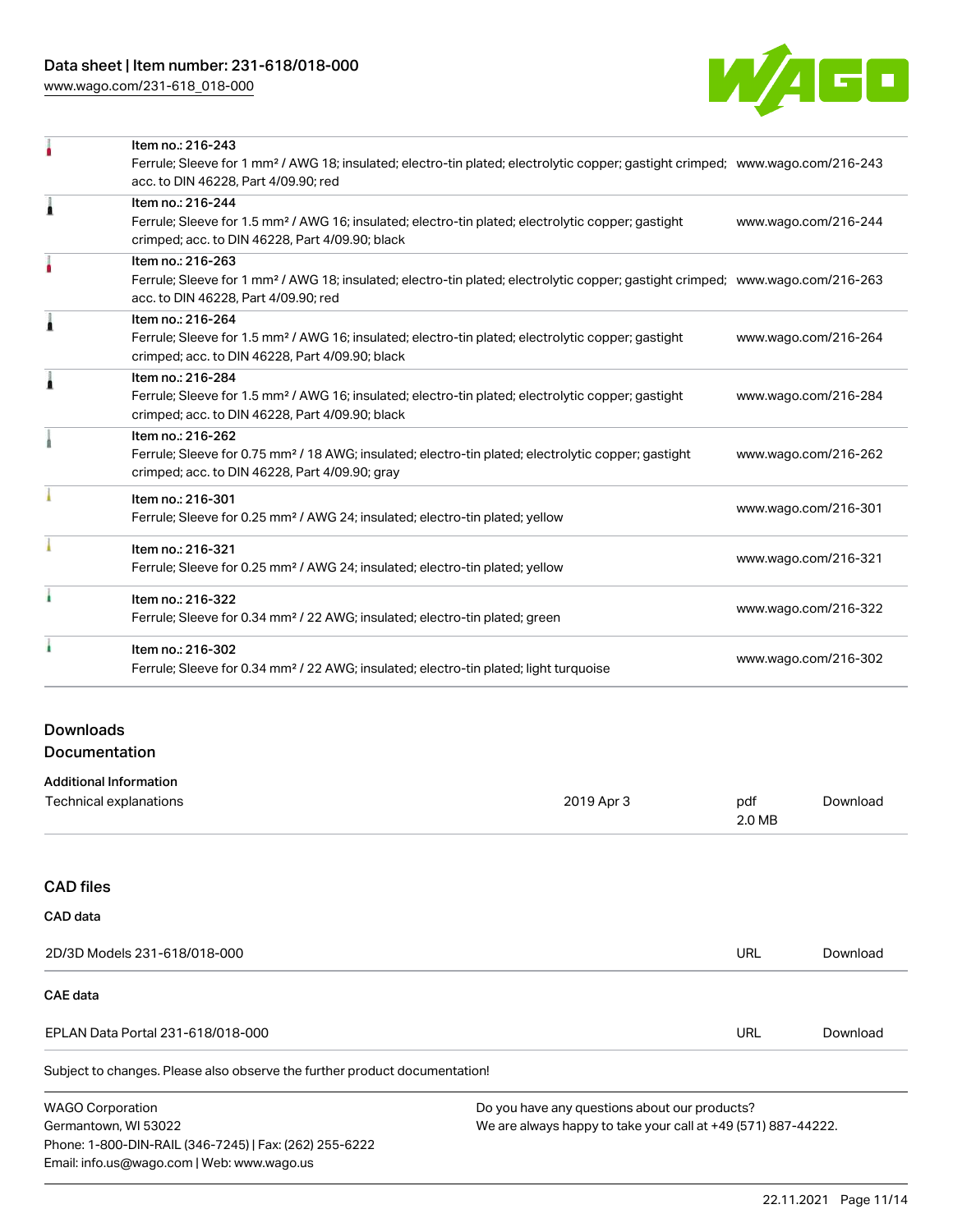| | | |
|---|---|---|
| | Item no.: 216-243<br>Ferrule; Sleeve for 1 mm² / AWG 18; insulated; electro-tin plated; electrolytic copper; gastight crimped; acc. to DIN 46228, Part 4/09.90; red | www.wago.com/216-243 |
| | Item no.: 216-244<br>Ferrule; Sleeve for 1.5 mm² / AWG 16; insulated; electro-tin plated; electrolytic copper; gastight crimped; acc. to DIN 46228, Part 4/09.90; black | www.wago.com/216-244 |
| | Item no.: 216-263<br>Ferrule; Sleeve for 1 mm² / AWG 18; insulated; electro-tin plated; electrolytic copper; gastight crimped; acc. to DIN 46228, Part 4/09.90; red | www.wago.com/216-263 |
| | Item no.: 216-264<br>Ferrule; Sleeve for 1.5 mm² / AWG 16; insulated; electro-tin plated; electrolytic copper; gastight crimped; acc. to DIN 46228, Part 4/09.90; black | www.wago.com/216-264 |
| | Item no.: 216-284<br>Ferrule; Sleeve for 1.5 mm² / AWG 16; insulated; electro-tin plated; electrolytic copper; gastight crimped; acc. to DIN 46228, Part 4/09.90; black | www.wago.com/216-284 |
| | Item no.: 216-262<br>Ferrule; Sleeve for 0.75 mm² / 18 AWG; insulated; electro-tin plated; electrolytic copper; gastight crimped; acc. to DIN 46228, Part 4/09.90; gray | www.wago.com/216-262 |
| | Item no.: 216-301<br>Ferrule; Sleeve for 0.25 mm² / AWG 24; insulated; electro-tin plated; yellow | www.wago.com/216-301 |
| | Item no.: 216-321<br>Ferrule; Sleeve for 0.25 mm² / AWG 24; insulated; electro-tin plated; yellow | www.wago.com/216-321 |
| | Item no.: 216-322<br>Ferrule; Sleeve for 0.34 mm² / 22 AWG; insulated; electro-tin plated; green | www.wago.com/216-322 |
| | Item no.: 216-302<br>Ferrule; Sleeve for 0.34 mm² / 22 AWG; insulated; electro-tin plated; light turquoise | www.wago.com/216-302 |

## Downloads

### Documentation

**Additional Information**

| | | | |
|---|---|---|---|
| Technical explanations | 2019 Apr 3 | pdf<br>2.0 MB | Download |

### CAD files

**CAD data**

| | | |
|---|---|---|
| 2D/3D Models 231-618/018-000 | URL | Download |

**CAE data**

| | | |
|---|---|---|
| EPLAN Data Portal 231-618/018-000 | URL | Download |

Subject to changes. Please also observe the further product documentation!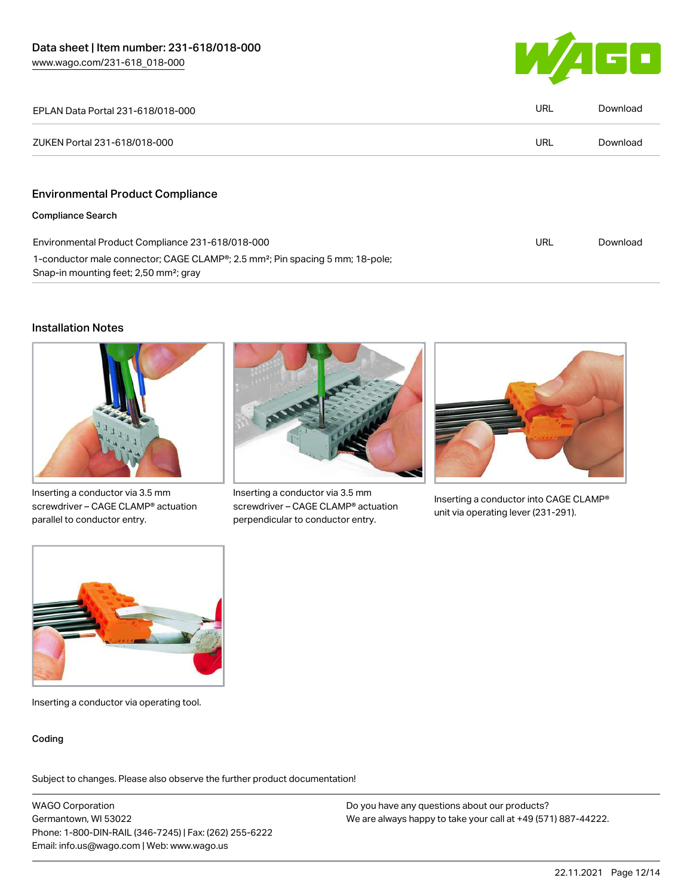| | | |
|---|---|---|
| EPLAN Data Portal 231-618/018-000 | URL | Download |
| ZUKEN Portal 231-618/018-000 | URL | Download |

## Environmental Product Compliance

**Compliance Search**

| | | |
|---|---|---|
| Environmental Product Compliance 231-618/018-000<br>1-conductor male connector; CAGE CLAMP®; 2.5 mm²; Pin spacing 5 mm; 18-pole; Snap-in mounting feet; 2,50 mm²; gray | URL | Download |

## Installation Notes

Inserting a conductor via 3.5 mm screwdriver – CAGE CLAMP® actuation parallel to conductor entry.

Inserting a conductor via 3.5 mm screwdriver – CAGE CLAMP® actuation perpendicular to conductor entry.

Inserting a conductor into CAGE CLAMP® unit via operating lever (231-291).

Inserting a conductor via operating tool.

**Coding**

Subject to changes. Please also observe the further product documentation!

WAGO Corporation
Germantown, WI 53022
Phone: 1-800-DIN-RAIL (346-7245) | Fax: (262) 255-6222
Email: info.us@wago.com | Web: www.wago.us

Do you have any questions about our products?
We are always happy to take your call at +49 (571) 887-44222.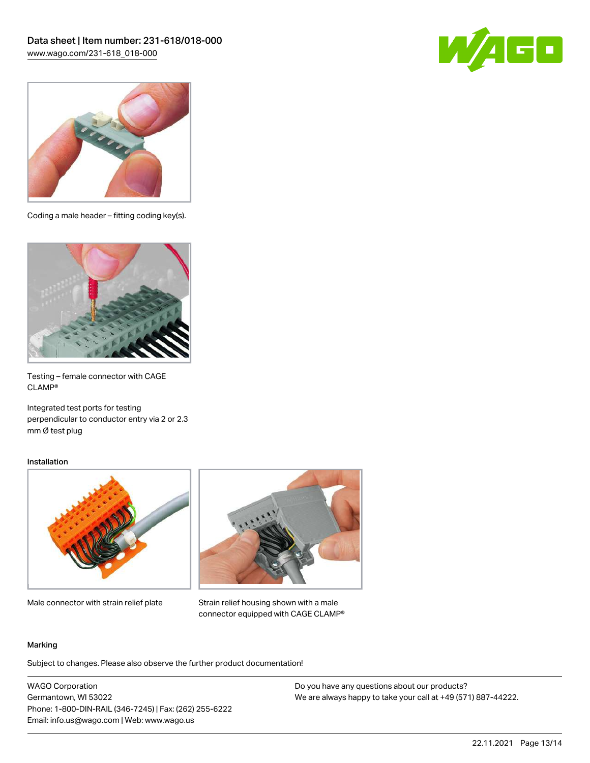Coding a male header – fitting coding key(s).

Testing – female connector with CAGE CLAMP®

Integrated test ports for testing perpendicular to conductor entry via 2 or 2.3 mm Ø test plug

### Installation

Male connector with strain relief plate

Strain relief housing shown with a male connector equipped with CAGE CLAMP®

### Marking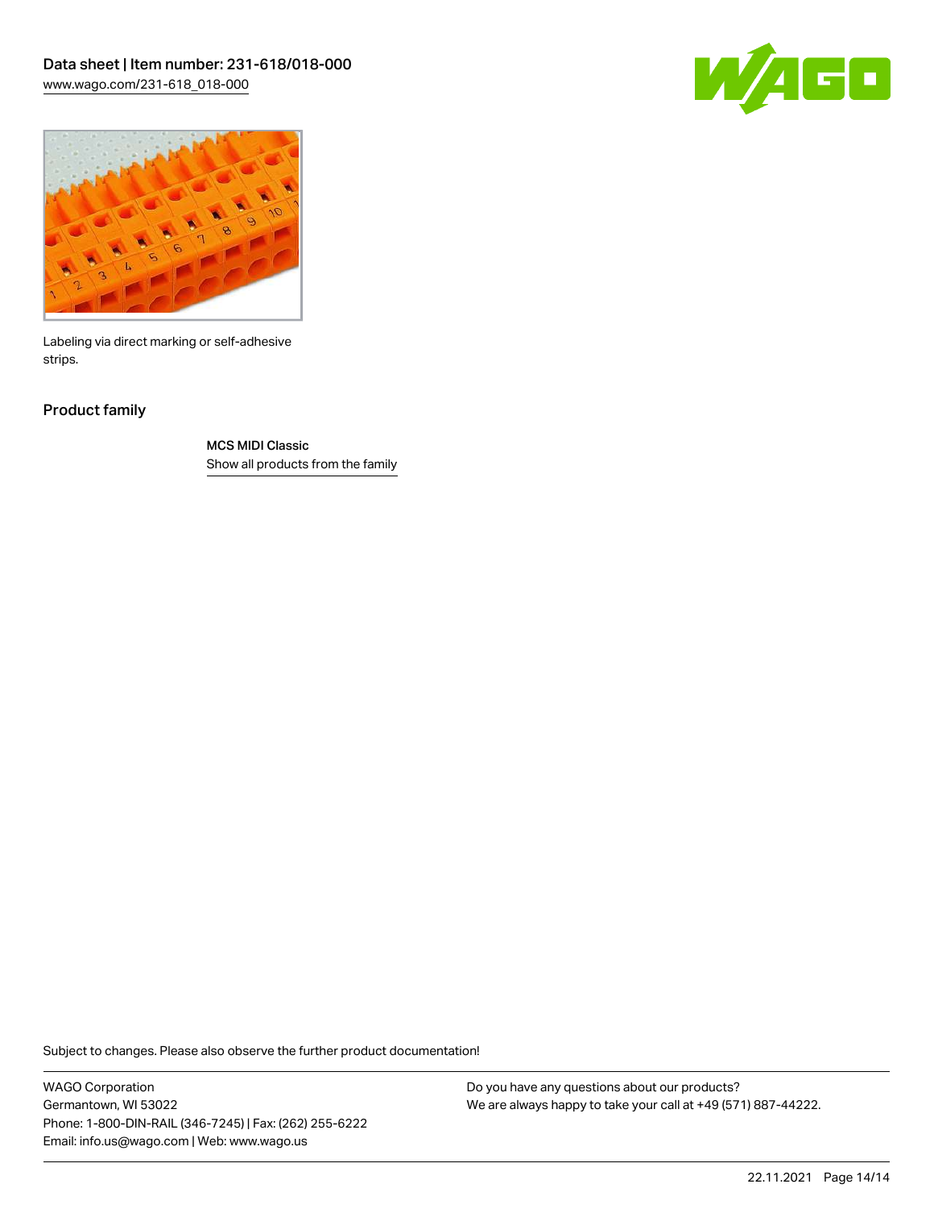Labeling via direct marking or self-adhesive strips.

## Product family

MCS MIDI Classic
Show all products from the family

Subject to changes. Please also observe the further product documentation!

WAGO Corporation
Germantown, WI 53022
Phone: 1-800-DIN-RAIL (346-7245) | Fax: (262) 255-6222
Email: info.us@wago.com | Web: www.wago.us

Do you have any questions about our products?
We are always happy to take your call at +49 (571) 887-44222.